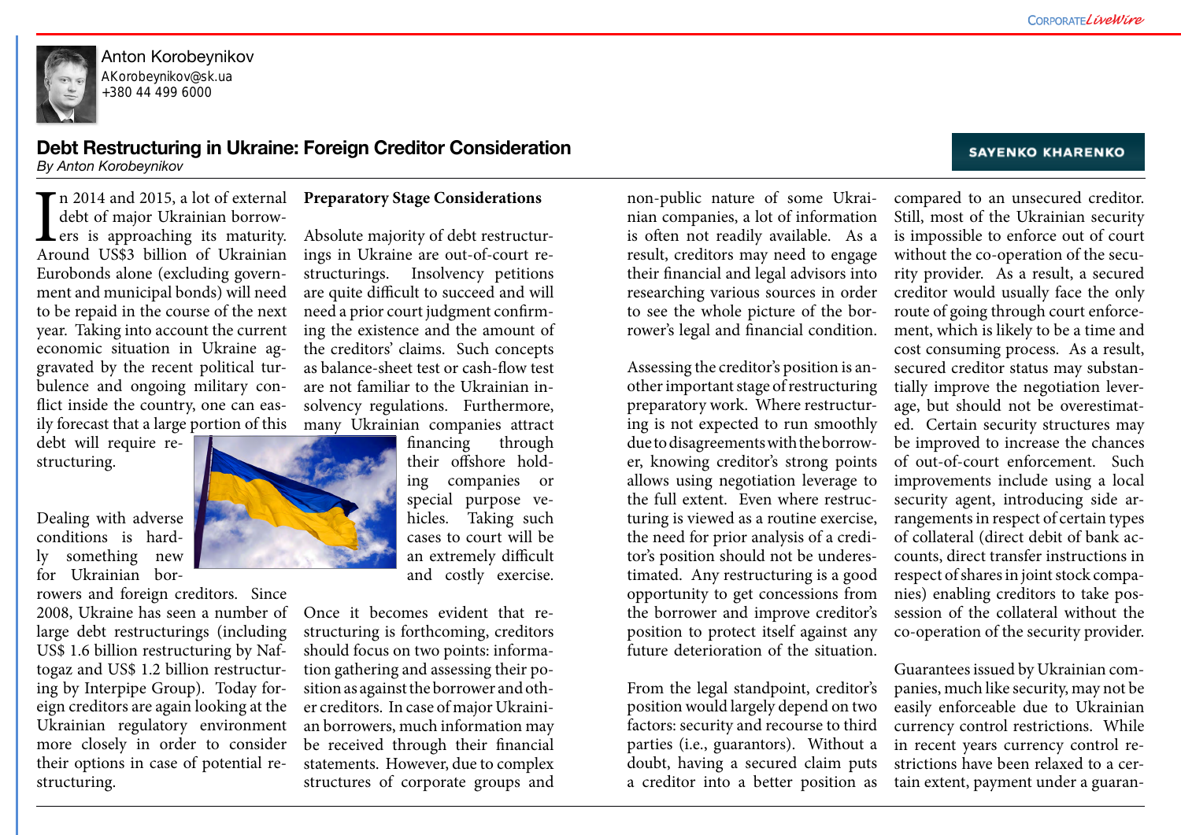Anton Korobeynikov
AKorobeynikov@sk.ua
+380 44 499 6000

# Debt Restructuring in Ukraine: Foreign Creditor Consideration

*By Anton Korobeynikov*

In 2014 and 2015, a lot of external debt of major Ukrainian borrowers is approaching its maturity. Around US$3 billion of Ukrainian Eurobonds alone (excluding government and municipal bonds) will need to be repaid in the course of the next year. Taking into account the current economic situation in Ukraine aggravated by the recent political turbulence and ongoing military conflict inside the country, one can easily forecast that a large portion of this debt will require restructuring.

Dealing with adverse conditions is hardly something new for Ukrainian borrowers and foreign creditors. Since 2008, Ukraine has seen a number of large debt restructurings (including US$ 1.6 billion restructuring by Naftogaz and US$ 1.2 billion restructuring by Interpipe Group). Today foreign creditors are again looking at the Ukrainian regulatory environment more closely in order to consider their options in case of potential restructuring.

## Preparatory Stage Considerations

Absolute majority of debt restructurings in Ukraine are out-of-court restructurings. Insolvency petitions are quite difficult to succeed and will need a prior court judgment confirming the existence and the amount of the creditors' claims. Such concepts as balance-sheet test or cash-flow test are not familiar to the Ukrainian insolvency regulations. Furthermore, many Ukrainian companies attract financing through their offshore holding companies or special purpose vehicles. Taking such cases to court will be an extremely difficult and costly exercise.

Once it becomes evident that restructuring is forthcoming, creditors should focus on two points: information gathering and assessing their position as against the borrower and other creditors. In case of major Ukrainian borrowers, much information may be received through their financial statements. However, due to complex structures of corporate groups and non-public nature of some Ukrainian companies, a lot of information is often not readily available. As a result, creditors may need to engage their financial and legal advisors into researching various sources in order to see the whole picture of the borrower's legal and financial condition.

Assessing the creditor's position is another important stage of restructuring preparatory work. Where restructuring is not expected to run smoothly due to disagreements with the borrower, knowing creditor's strong points allows using negotiation leverage to the full extent. Even where restructuring is viewed as a routine exercise, the need for prior analysis of a creditor's position should not be underestimated. Any restructuring is a good opportunity to get concessions from the borrower and improve creditor's position to protect itself against any future deterioration of the situation.

From the legal standpoint, creditor's position would largely depend on two factors: security and recourse to third parties (i.e., guarantors). Without a doubt, having a secured claim puts a creditor into a better position as compared to an unsecured creditor. Still, most of the Ukrainian security is impossible to enforce out of court without the co-operation of the security provider. As a result, a secured creditor would usually face the only route of going through court enforcement, which is likely to be a time and cost consuming process. As a result, secured creditor status may substantially improve the negotiation leverage, but should not be overestimated. Certain security structures may be improved to increase the chances of out-of-court enforcement. Such improvements include using a local security agent, introducing side arrangements in respect of certain types of collateral (direct debit of bank accounts, direct transfer instructions in respect of shares in joint stock companies) enabling creditors to take possession of the collateral without the co-operation of the security provider.

Guarantees issued by Ukrainian companies, much like security, may not be easily enforceable due to Ukrainian currency control restrictions. While in recent years currency control restrictions have been relaxed to a certain extent, payment under a guaran-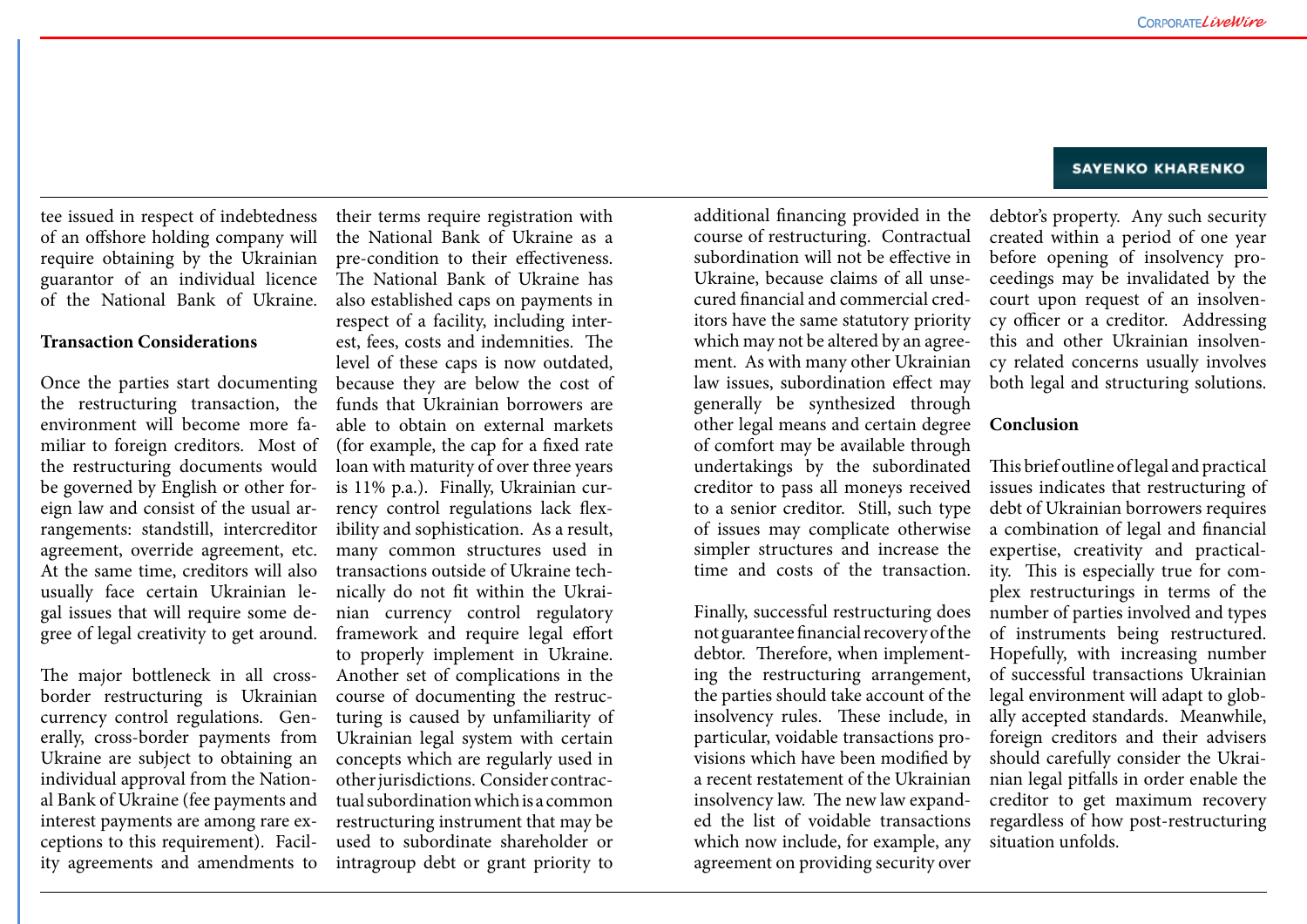tee issued in respect of indebtedness of an offshore holding company will require obtaining by the Ukrainian guarantor of an individual licence of the National Bank of Ukraine.

**Transaction Considerations**

Once the parties start documenting the restructuring transaction, the environment will become more familiar to foreign creditors. Most of the restructuring documents would be governed by English or other foreign law and consist of the usual arrangements: standstill, intercreditor agreement, override agreement, etc. At the same time, creditors will also usually face certain Ukrainian legal issues that will require some degree of legal creativity to get around.

The major bottleneck in all cross-border restructuring is Ukrainian currency control regulations. Generally, cross-border payments from Ukraine are subject to obtaining an individual approval from the National Bank of Ukraine (fee payments and interest payments are among rare exceptions to this requirement). Facility agreements and amendments to their terms require registration with the National Bank of Ukraine as a pre-condition to their effectiveness. The National Bank of Ukraine has also established caps on payments in respect of a facility, including interest, fees, costs and indemnities. The level of these caps is now outdated, because they are below the cost of funds that Ukrainian borrowers are able to obtain on external markets (for example, the cap for a fixed rate loan with maturity of over three years is 11% p.a.). Finally, Ukrainian currency control regulations lack flexibility and sophistication. As a result, many common structures used in transactions outside of Ukraine technically do not fit within the Ukrainian currency control regulatory framework and require legal effort to properly implement in Ukraine. Another set of complications in the course of documenting the restructuring is caused by unfamiliarity of Ukrainian legal system with certain concepts which are regularly used in other jurisdictions. Consider contractual subordination which is a common restructuring instrument that may be used to subordinate shareholder or intragroup debt or grant priority to additional financing provided in the course of restructuring. Contractual subordination will not be effective in Ukraine, because claims of all unsecured financial and commercial creditors have the same statutory priority which may not be altered by an agreement. As with many other Ukrainian law issues, subordination effect may generally be synthesized through other legal means and certain degree of comfort may be available through undertakings by the subordinated creditor to pass all moneys received to a senior creditor. Still, such type of issues may complicate otherwise simpler structures and increase the time and costs of the transaction.

Finally, successful restructuring does not guarantee financial recovery of the debtor. Therefore, when implementing the restructuring arrangement, the parties should take account of the insolvency rules. These include, in particular, voidable transactions provisions which have been modified by a recent restatement of the Ukrainian insolvency law. The new law expanded the list of voidable transactions which now include, for example, any agreement on providing security over debtor's property. Any such security created within a period of one year before opening of insolvency proceedings may be invalidated by the court upon request of an insolvency officer or a creditor. Addressing this and other Ukrainian insolvency related concerns usually involves both legal and structuring solutions.

**Conclusion**

This brief outline of legal and practical issues indicates that restructuring of debt of Ukrainian borrowers requires a combination of legal and financial expertise, creativity and practicality. This is especially true for complex restructurings in terms of the number of parties involved and types of instruments being restructured. Hopefully, with increasing number of successful transactions Ukrainian legal environment will adapt to globally accepted standards. Meanwhile, foreign creditors and their advisers should carefully consider the Ukrainian legal pitfalls in order enable the creditor to get maximum recovery regardless of how post-restructuring situation unfolds.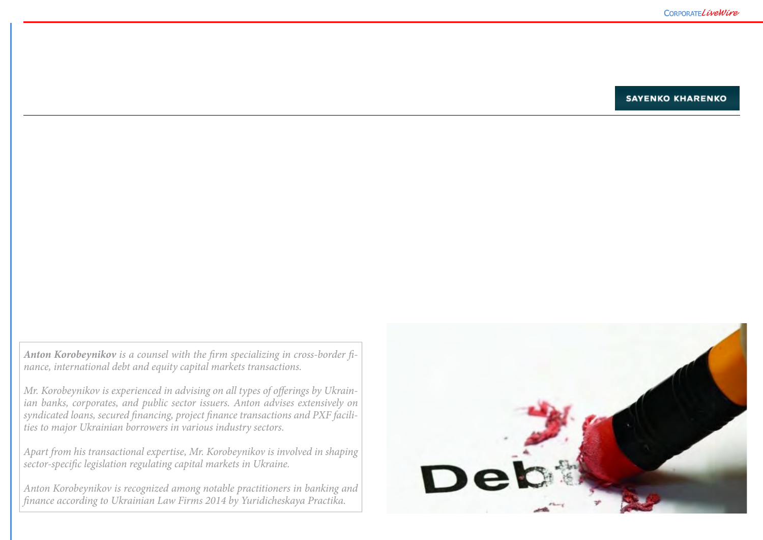SAYENKO KHARENKO

***Anton Korobeynikov** is a counsel with the firm specializing in cross-border finance, international debt and equity capital markets transactions.*

*Mr. Korobeynikov is experienced in advising on all types of offerings by Ukrainian banks, corporates, and public sector issuers. Anton advises extensively on syndicated loans, secured financing, project finance transactions and PXF facilities to major Ukrainian borrowers in various industry sectors.*

*Apart from his transactional expertise, Mr. Korobeynikov is involved in shaping sector-specific legislation regulating capital markets in Ukraine.*

*Anton Korobeynikov is recognized among notable practitioners in banking and finance according to Ukrainian Law Firms 2014 by Yuridicheskaya Practika.*